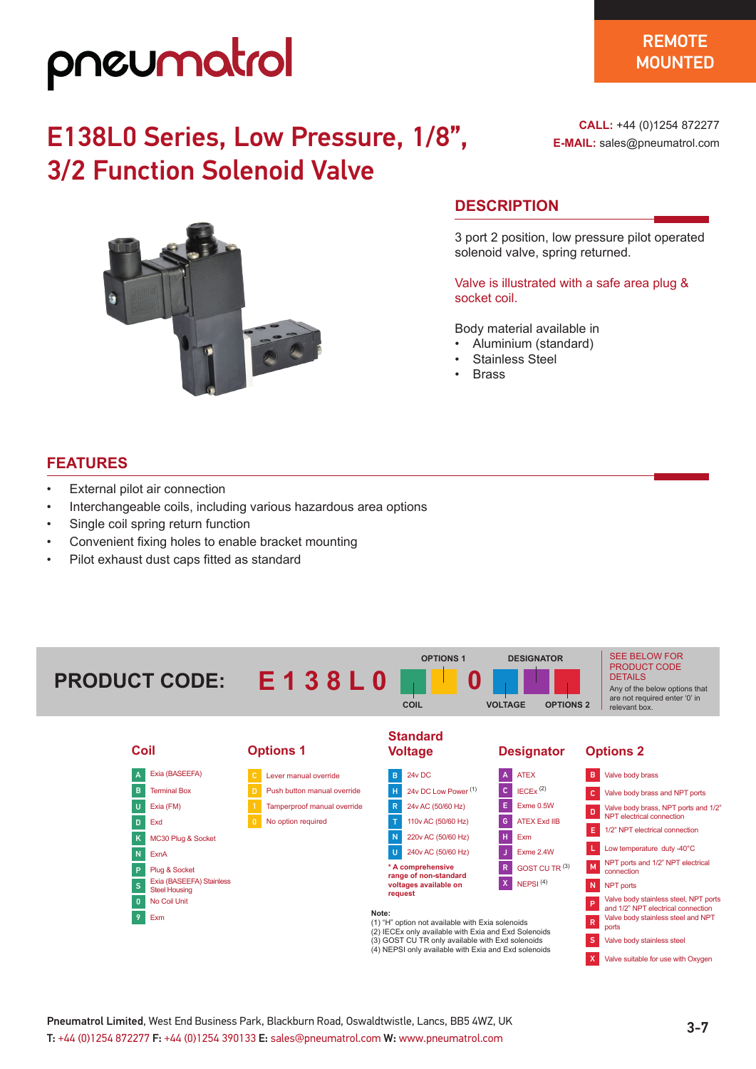# pneumatrol

REMOTE MOUNTED

## E138L0 Series, Low Pressure, 1/8", 3/2 Function Solenoid Valve

**CALL:** +44 (0)1254 872277
**E-MAIL:** sales@pneumatrol.com

## DESCRIPTION

3 port 2 position, low pressure pilot operated solenoid valve, spring returned.

Valve is illustrated with a safe area plug & socket coil.

Body material available in

- Aluminium (standard)
- Stainless Steel
- Brass

## FEATURES

- External pilot air connection
- Interchangeable coils, including various hazardous area options
- Single coil spring return function
- Convenient fixing holes to enable bracket mounting
- Pilot exhaust dust caps fitted as standard

## PRODUCT CODE: E 1 3 8 L 0 [COIL] [OPTIONS 1] 0 [VOLTAGE] [DESIGNATOR] [OPTIONS 2]

SEE BELOW FOR PRODUCT CODE DETAILS

Any of the below options that are not required enter '0' in relevant box.

### Coil

| Code | Description |
|---|---|
| A | Exia (BASEEFA) |
| B | Terminal Box |
| U | Exia (FM) |
| D | Exd |
| K | MC30 Plug & Socket |
| N | ExnA |
| P | Plug & Socket |
| S | Exia (BASEEFA) Stainless Steel Housing |
| 0 | No Coil Unit |
| 9 | Exm |

### Options 1

| Code | Description |
|---|---|
| C | Lever manual override |
| D | Push button manual override |
| 1 | Tamperproof manual override |
| 0 | No option required |

### Standard Voltage

| Code | Description |
|---|---|
| B | 24v DC |
| H | 24v DC Low Power (1) |
| R | 24v AC (50/60 Hz) |
| T | 110v AC (50/60 Hz) |
| N | 220v AC (50/60 Hz) |
| U | 240v AC (50/60 Hz) |

*** A comprehensive range of non-standard voltages available on request**

### Designator

| Code | Description |
|---|---|
| A | ATEX |
| C | IECEx (2) |
| E | Exme 0.5W |
| G | ATEX Exd IIB |
| H | Exm |
| J | Exme 2.4W |
| R | GOST CU TR (3) |
| X | NEPSI (4) |

### Options 2

| Code | Description |
|---|---|
| B | Valve body brass |
| C | Valve body brass and NPT ports |
| D | Valve body brass, NPT ports and 1/2" NPT electrical connection |
| E | 1/2" NPT electrical connection |
| L | Low temperature duty -40°C |
| M | NPT ports and 1/2" NPT electrical connection |
| N | NPT ports |
| P | Valve body stainless steel, NPT ports and 1/2" NPT electrical connection |
| R | Valve body stainless steel and NPT ports |
| S | Valve body stainless steel |
| X | Valve suitable for use with Oxygen |

**Note:**
(1) "H" option not available with Exia solenoids
(2) IECEx only available with Exia and Exd Solenoids
(3) GOST CU TR only available with Exd solenoids
(4) NEPSI only available with Exia and Exd solenoids

**Pneumatrol Limited**, West End Business Park, Blackburn Road, Oswaldtwistle, Lancs, BB5 4WZ, UK
**T:** +44 (0)1254 872277 **F:** +44 (0)1254 390133 **E:** sales@pneumatrol.com **W:** www.pneumatrol.com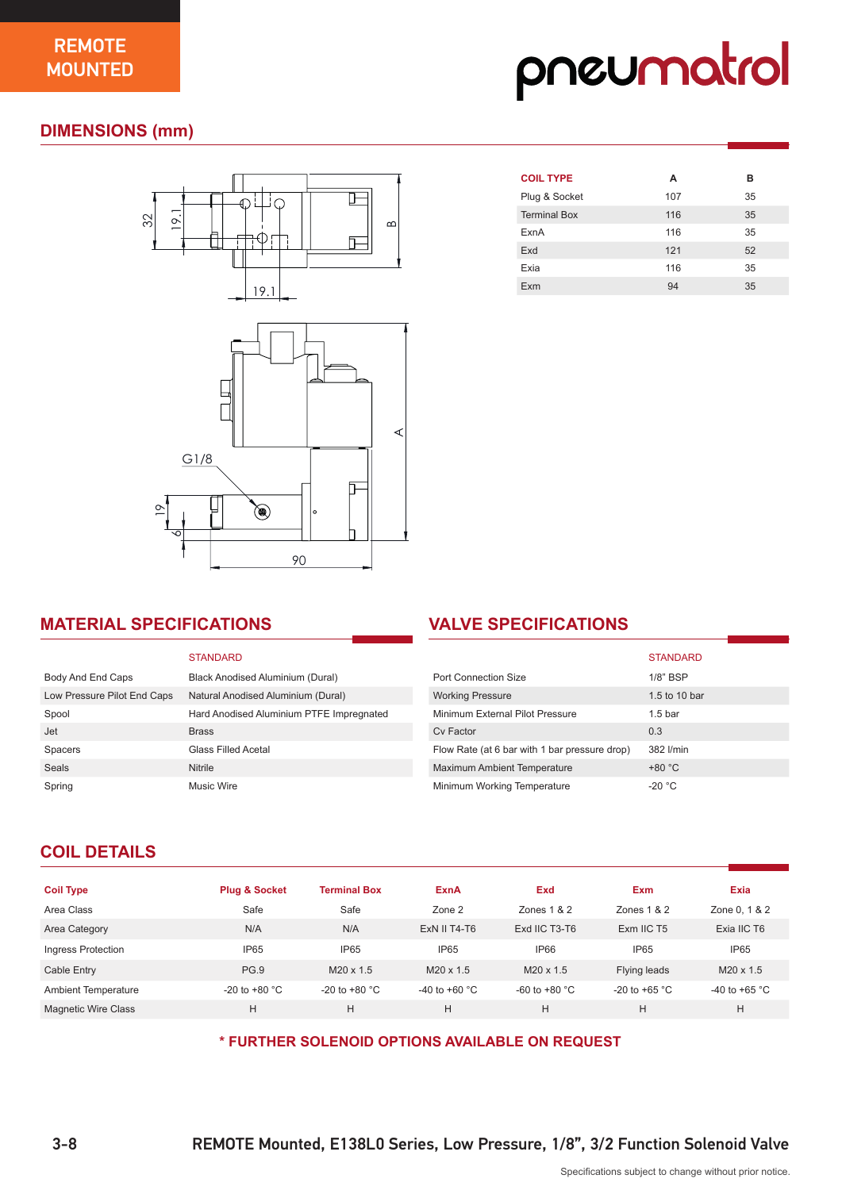REMOTE MOUNTED

pneumatrol

## DIMENSIONS (mm)

32
19.1
19.1
B
A
G1/8
19
6
90

| COIL TYPE | A | B |
|---|---|---|
| Plug & Socket | 107 | 35 |
| Terminal Box | 116 | 35 |
| ExnA | 116 | 35 |
| Exd | 121 | 52 |
| Exia | 116 | 35 |
| Exm | 94 | 35 |

## MATERIAL SPECIFICATIONS

| | STANDARD |
|---|---|
| Body And End Caps | Black Anodised Aluminium (Dural) |
| Low Pressure Pilot End Caps | Natural Anodised Aluminium (Dural) |
| Spool | Hard Anodised Aluminium PTFE Impregnated |
| Jet | Brass |
| Spacers | Glass Filled Acetal |
| Seals | Nitrile |
| Spring | Music Wire |

## VALVE SPECIFICATIONS

| | STANDARD |
|---|---|
| Port Connection Size | 1/8" BSP |
| Working Pressure | 1.5 to 10 bar |
| Minimum External Pilot Pressure | 1.5 bar |
| Cv Factor | 0.3 |
| Flow Rate (at 6 bar with 1 bar pressure drop) | 382 l/min |
| Maximum Ambient Temperature | +80 °C |
| Minimum Working Temperature | -20 °C |

## COIL DETAILS

| Coil Type | Plug & Socket | Terminal Box | ExnA | Exd | Exm | Exia |
|---|---|---|---|---|---|---|
| Area Class | Safe | Safe | Zone 2 | Zones 1 & 2 | Zones 1 & 2 | Zone 0, 1 & 2 |
| Area Category | N/A | N/A | ExN II T4-T6 | Exd IIC T3-T6 | Exm IIC T5 | Exia IIC T6 |
| Ingress Protection | IP65 | IP65 | IP65 | IP66 | IP65 | IP65 |
| Cable Entry | PG.9 | M20 x 1.5 | M20 x 1.5 | M20 x 1.5 | Flying leads | M20 x 1.5 |
| Ambient Temperature | -20 to +80 °C | -20 to +80 °C | -40 to +60 °C | -60 to +80 °C | -20 to +65 °C | -40 to +65 °C |
| Magnetic Wire Class | H | H | H | H | H | H |

**\* FURTHER SOLENOID OPTIONS AVAILABLE ON REQUEST**

REMOTE Mounted, E138L0 Series, Low Pressure, 1/8", 3/2 Function Solenoid Valve

Specifications subject to change without prior notice.